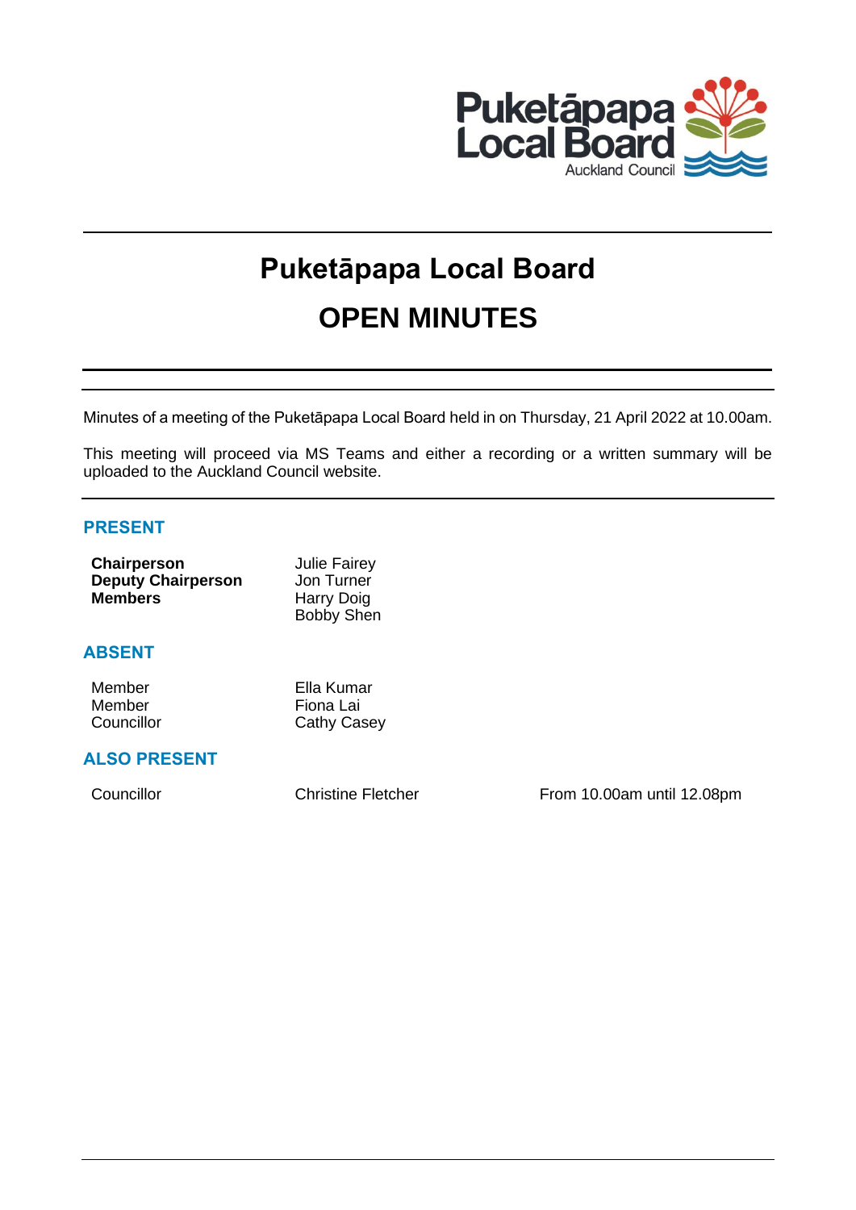# Puketāpapa Local Board

# OPEN MINUTES

Minutes of a meeting of the Puketāpapa Local Board held in on Thursday, 21 April 2022 at 10.00am.

This meeting will proceed via MS Teams and either a recording or a written summary will be uploaded to the Auckland Council website.

## PRESENT

| | |
|---|---|
| **Chairperson** | Julie Fairey |
| **Deputy Chairperson** | Jon Turner |
| **Members** | Harry Doig |
| | Bobby Shen |

## ABSENT

| | |
|---|---|
| Member | Ella Kumar |
| Member | Fiona Lai |
| Councillor | Cathy Casey |

## ALSO PRESENT

| | | |
|---|---|---|
| Councillor | Christine Fletcher | From 10.00am until 12.08pm |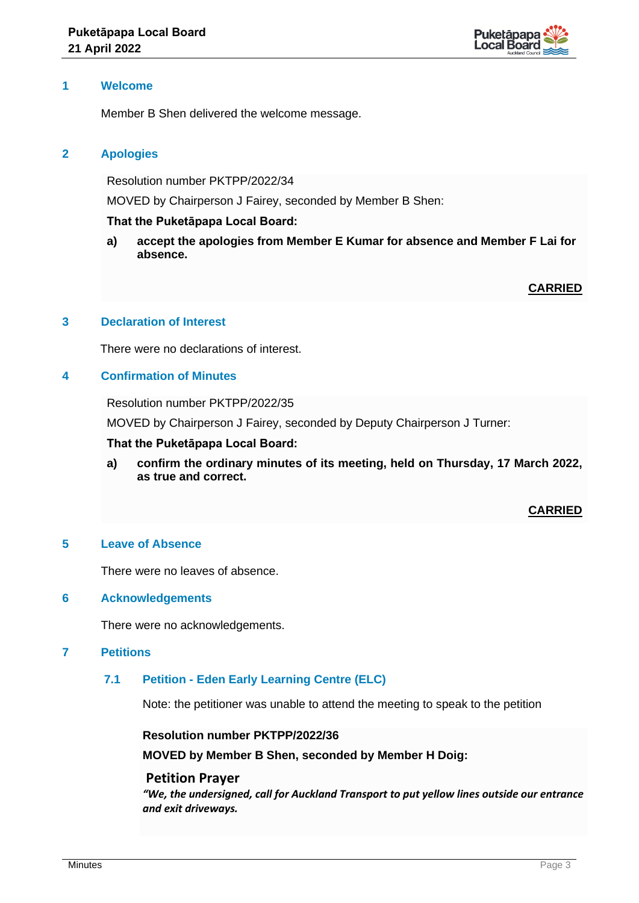## 1 Welcome

Member B Shen delivered the welcome message.

## 2 Apologies

Resolution number PKTPP/2022/34

MOVED by Chairperson J Fairey, seconded by Member B Shen:

**That the Puketāpapa Local Board:**

**a) accept the apologies from Member E Kumar for absence and Member F Lai for absence.**

**CARRIED**

## 3 Declaration of Interest

There were no declarations of interest.

## 4 Confirmation of Minutes

Resolution number PKTPP/2022/35

MOVED by Chairperson J Fairey, seconded by Deputy Chairperson J Turner:

**That the Puketāpapa Local Board:**

**a) confirm the ordinary minutes of its meeting, held on Thursday, 17 March 2022, as true and correct.**

**CARRIED**

## 5 Leave of Absence

There were no leaves of absence.

## 6 Acknowledgements

There were no acknowledgements.

## 7 Petitions

### 7.1 Petition - Eden Early Learning Centre (ELC)

Note: the petitioner was unable to attend the meeting to speak to the petition

**Resolution number PKTPP/2022/36**

**MOVED by Member B Shen, seconded by Member H Doig:**

**Petition Prayer**

***"We, the undersigned, call for Auckland Transport to put yellow lines outside our entrance and exit driveways.***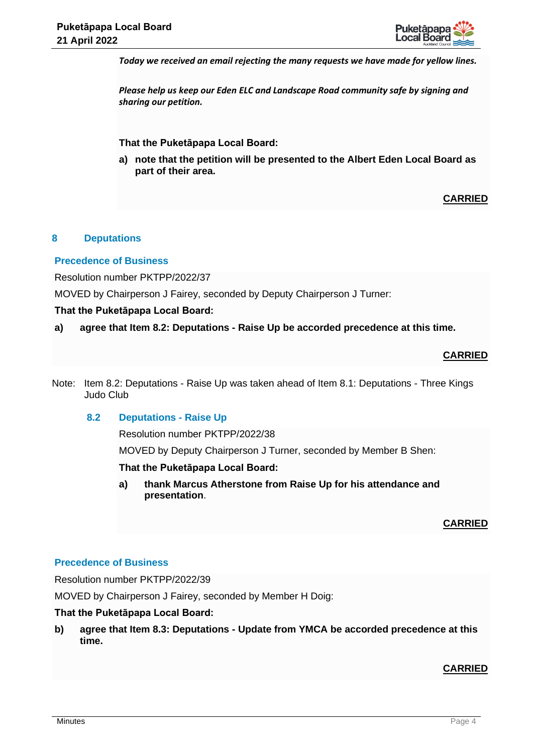*Today we received an email rejecting the many requests we have made for yellow lines.*

*Please help us keep our Eden ELC and Landscape Road community safe by signing and sharing our petition.*

**That the Puketāpapa Local Board:**

**a) note that the petition will be presented to the Albert Eden Local Board as part of their area.**

**CARRIED**

## 8 Deputations

### Precedence of Business

Resolution number PKTPP/2022/37

MOVED by Chairperson J Fairey, seconded by Deputy Chairperson J Turner:

**That the Puketāpapa Local Board:**

**a) agree that Item 8.2: Deputations - Raise Up be accorded precedence at this time.**

**CARRIED**

Note: Item 8.2: Deputations - Raise Up was taken ahead of Item 8.1: Deputations - Three Kings Judo Club

### 8.2 Deputations - Raise Up

Resolution number PKTPP/2022/38

MOVED by Deputy Chairperson J Turner, seconded by Member B Shen:

**That the Puketāpapa Local Board:**

**a) thank Marcus Atherstone from Raise Up for his attendance and presentation**.

**CARRIED**

### Precedence of Business

Resolution number PKTPP/2022/39

MOVED by Chairperson J Fairey, seconded by Member H Doig:

**That the Puketāpapa Local Board:**

**b) agree that Item 8.3: Deputations - Update from YMCA be accorded precedence at this time.**

**CARRIED**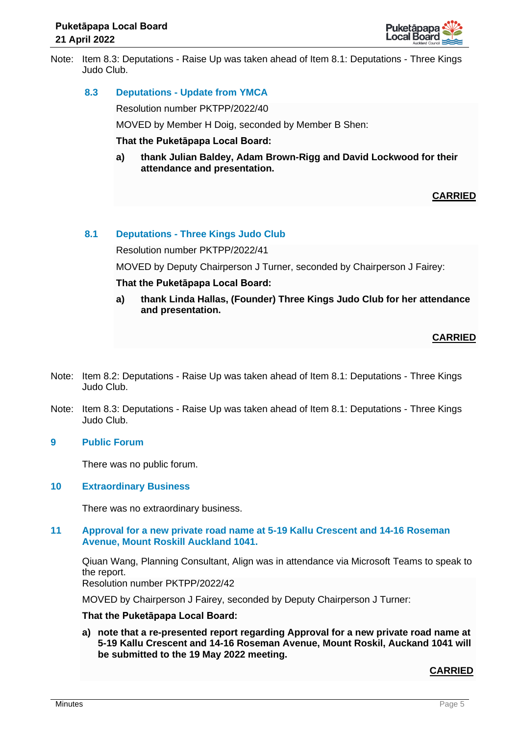Note: Item 8.3: Deputations - Raise Up was taken ahead of Item 8.1: Deputations - Three Kings Judo Club.

### 8.3 Deputations - Update from YMCA

Resolution number PKTPP/2022/40

MOVED by Member H Doig, seconded by Member B Shen:

**That the Puketāpapa Local Board:**

**a) thank Julian Baldey, Adam Brown-Rigg and David Lockwood for their attendance and presentation.**

**CARRIED**

### 8.1 Deputations - Three Kings Judo Club

Resolution number PKTPP/2022/41

MOVED by Deputy Chairperson J Turner, seconded by Chairperson J Fairey:

**That the Puketāpapa Local Board:**

**a) thank Linda Hallas, (Founder) Three Kings Judo Club for her attendance and presentation.**

**CARRIED**

Note: Item 8.2: Deputations - Raise Up was taken ahead of Item 8.1: Deputations - Three Kings Judo Club.

Note: Item 8.3: Deputations - Raise Up was taken ahead of Item 8.1: Deputations - Three Kings Judo Club.

## 9 Public Forum

There was no public forum.

## 10 Extraordinary Business

There was no extraordinary business.

## 11 Approval for a new private road name at 5-19 Kallu Crescent and 14-16 Roseman Avenue, Mount Roskill Auckland 1041.

Qiuan Wang, Planning Consultant, Align was in attendance via Microsoft Teams to speak to the report.

Resolution number PKTPP/2022/42

MOVED by Chairperson J Fairey, seconded by Deputy Chairperson J Turner:

**That the Puketāpapa Local Board:**

**a) note that a re-presented report regarding Approval for a new private road name at 5-19 Kallu Crescent and 14-16 Roseman Avenue, Mount Roskil, Auckand 1041 will be submitted to the 19 May 2022 meeting.**

**CARRIED**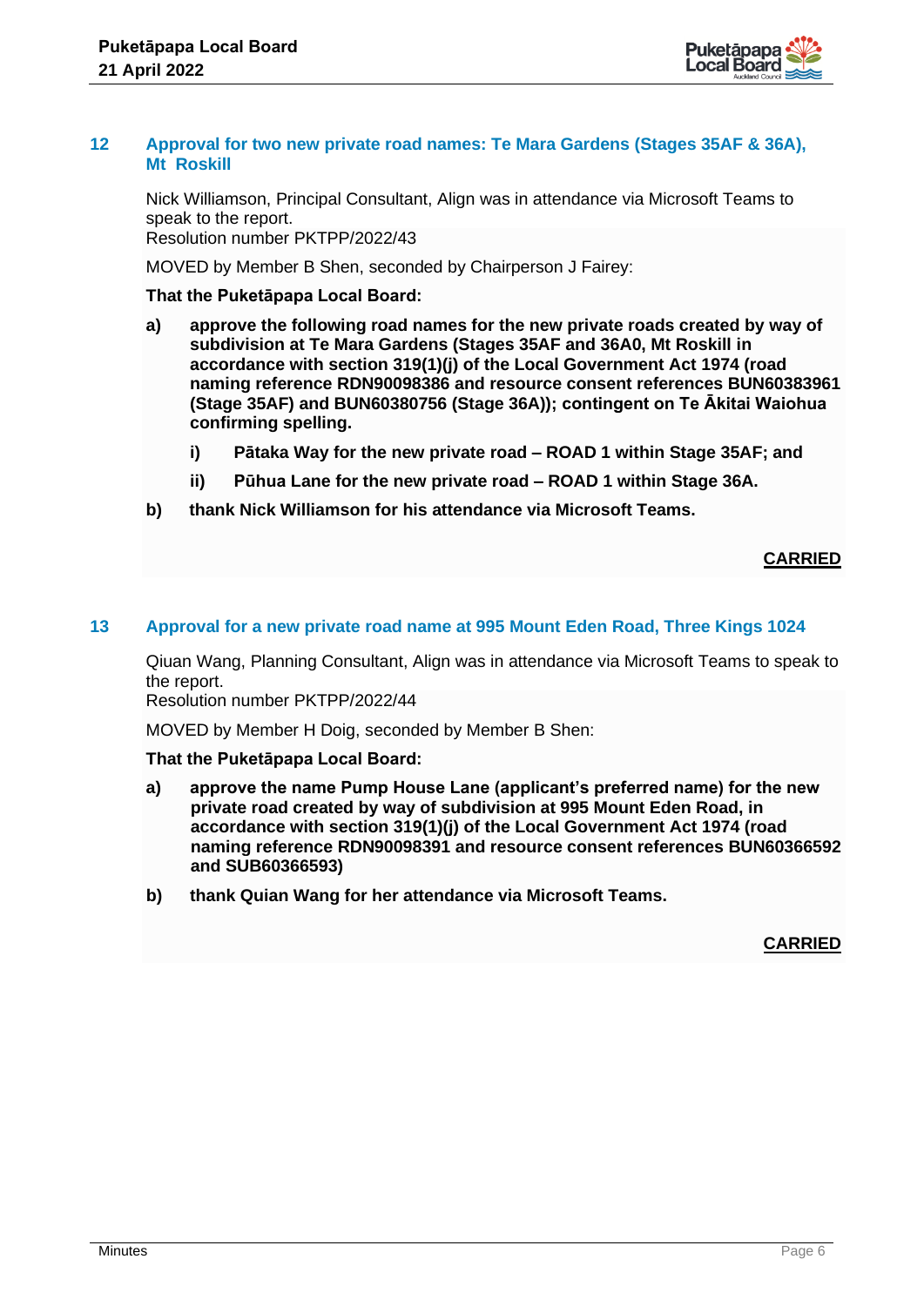## 12 Approval for two new private road names: Te Mara Gardens (Stages 35AF & 36A), Mt Roskill

Nick Williamson, Principal Consultant, Align was in attendance via Microsoft Teams to speak to the report.

Resolution number PKTPP/2022/43

MOVED by Member B Shen, seconded by Chairperson J Fairey:

**That the Puketāpapa Local Board:**

**a) approve the following road names for the new private roads created by way of subdivision at Te Mara Gardens (Stages 35AF and 36A0, Mt Roskill in accordance with section 319(1)(j) of the Local Government Act 1974 (road naming reference RDN90098386 and resource consent references BUN60383961 (Stage 35AF) and BUN60380756 (Stage 36A)); contingent on Te Ākitai Waiohua confirming spelling.**

**i) Pātaka Way for the new private road – ROAD 1 within Stage 35AF; and**

**ii) Pūhua Lane for the new private road – ROAD 1 within Stage 36A.**

**b) thank Nick Williamson for his attendance via Microsoft Teams.**

**CARRIED**

## 13 Approval for a new private road name at 995 Mount Eden Road, Three Kings 1024

Qiuan Wang, Planning Consultant, Align was in attendance via Microsoft Teams to speak to the report.

Resolution number PKTPP/2022/44

MOVED by Member H Doig, seconded by Member B Shen:

**That the Puketāpapa Local Board:**

**a) approve the name Pump House Lane (applicant's preferred name) for the new private road created by way of subdivision at 995 Mount Eden Road, in accordance with section 319(1)(j) of the Local Government Act 1974 (road naming reference RDN90098391 and resource consent references BUN60366592 and SUB60366593)**

**b) thank Quian Wang for her attendance via Microsoft Teams.**

**CARRIED**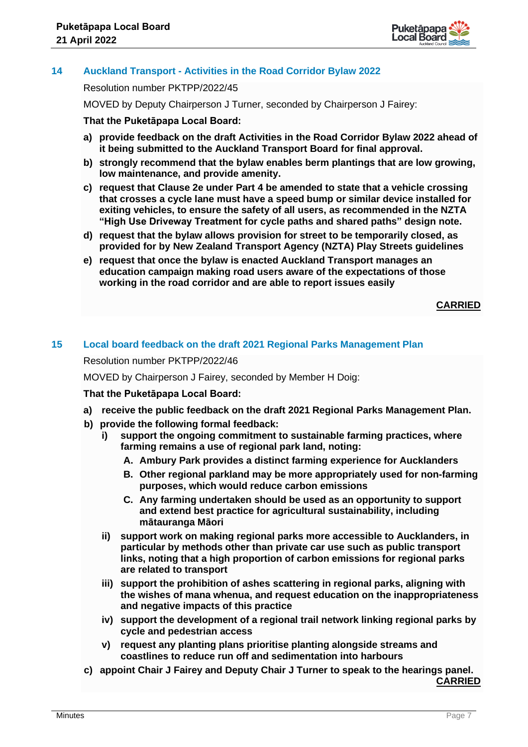## 14 Auckland Transport - Activities in the Road Corridor Bylaw 2022

Resolution number PKTPP/2022/45

MOVED by Deputy Chairperson J Turner, seconded by Chairperson J Fairey:

**That the Puketāpapa Local Board:**

**a) provide feedback on the draft Activities in the Road Corridor Bylaw 2022 ahead of it being submitted to the Auckland Transport Board for final approval.**

**b) strongly recommend that the bylaw enables berm plantings that are low growing, low maintenance, and provide amenity.**

**c) request that Clause 2e under Part 4 be amended to state that a vehicle crossing that crosses a cycle lane must have a speed bump or similar device installed for exiting vehicles, to ensure the safety of all users, as recommended in the NZTA "High Use Driveway Treatment for cycle paths and shared paths" design note.**

**d) request that the bylaw allows provision for street to be temporarily closed, as provided for by New Zealand Transport Agency (NZTA) Play Streets guidelines**

**e) request that once the bylaw is enacted Auckland Transport manages an education campaign making road users aware of the expectations of those working in the road corridor and are able to report issues easily**

**CARRIED**

## 15 Local board feedback on the draft 2021 Regional Parks Management Plan

Resolution number PKTPP/2022/46

MOVED by Chairperson J Fairey, seconded by Member H Doig:

**That the Puketāpapa Local Board:**

**a) receive the public feedback on the draft 2021 Regional Parks Management Plan.**

**b) provide the following formal feedback:**

**i) support the ongoing commitment to sustainable farming practices, where farming remains a use of regional park land, noting:**

**A. Ambury Park provides a distinct farming experience for Aucklanders**

**B. Other regional parkland may be more appropriately used for non-farming purposes, which would reduce carbon emissions**

**C. Any farming undertaken should be used as an opportunity to support and extend best practice for agricultural sustainability, including mātauranga Māori**

**ii) support work on making regional parks more accessible to Aucklanders, in particular by methods other than private car use such as public transport links, noting that a high proportion of carbon emissions for regional parks are related to transport**

**iii) support the prohibition of ashes scattering in regional parks, aligning with the wishes of mana whenua, and request education on the inappropriateness and negative impacts of this practice**

**iv) support the development of a regional trail network linking regional parks by cycle and pedestrian access**

**v) request any planting plans prioritise planting alongside streams and coastlines to reduce run off and sedimentation into harbours**

**c) appoint Chair J Fairey and Deputy Chair J Turner to speak to the hearings panel.**

**CARRIED**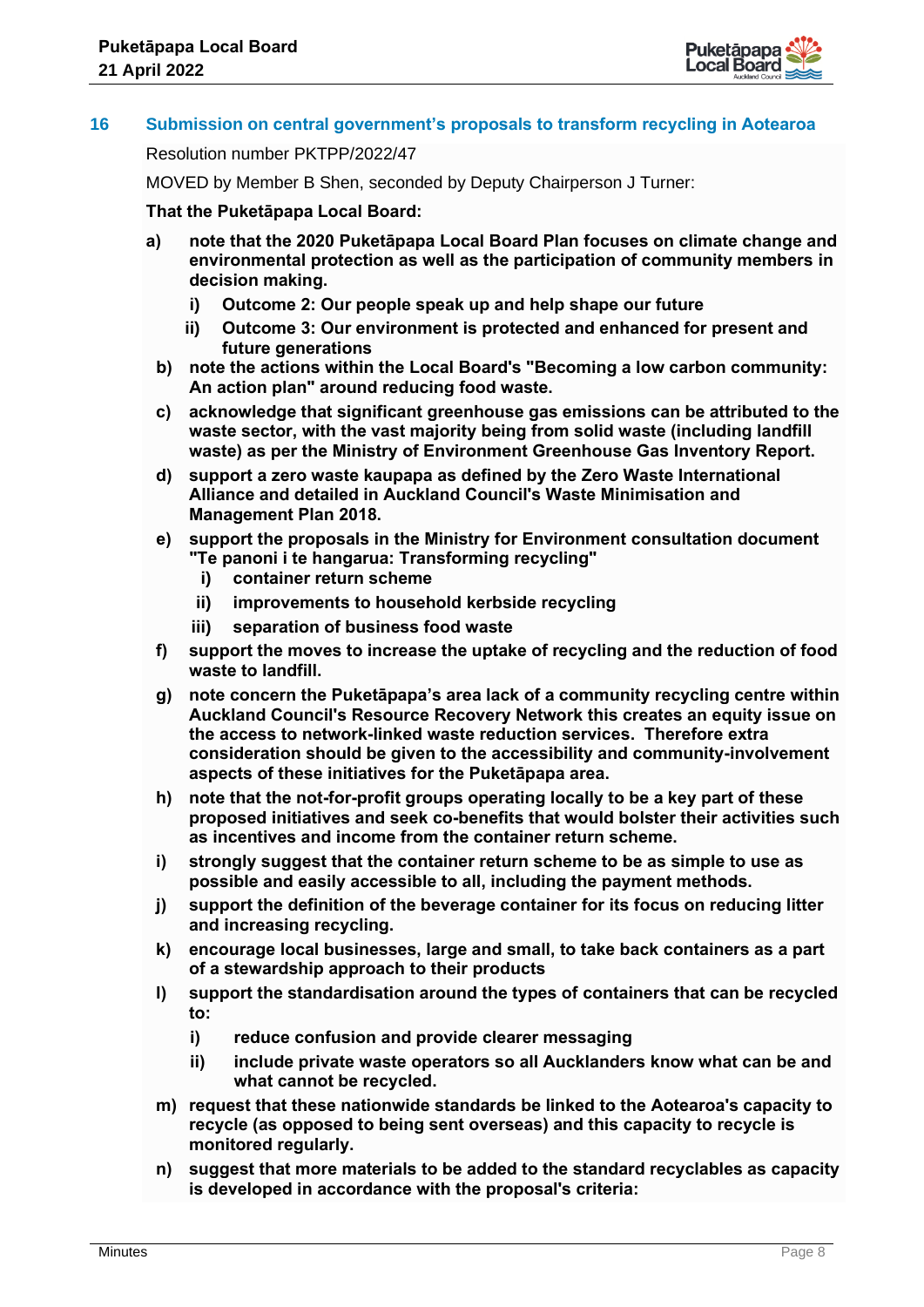## 16 Submission on central government's proposals to transform recycling in Aotearoa

Resolution number PKTPP/2022/47

MOVED by Member B Shen, seconded by Deputy Chairperson J Turner:

**That the Puketāpapa Local Board:**

**a) note that the 2020 Puketāpapa Local Board Plan focuses on climate change and environmental protection as well as the participation of community members in decision making.**

   **i) Outcome 2: Our people speak up and help shape our future**

   **ii) Outcome 3: Our environment is protected and enhanced for present and future generations**

**b) note the actions within the Local Board's "Becoming a low carbon community: An action plan" around reducing food waste.**

**c) acknowledge that significant greenhouse gas emissions can be attributed to the waste sector, with the vast majority being from solid waste (including landfill waste) as per the Ministry of Environment Greenhouse Gas Inventory Report.**

**d) support a zero waste kaupapa as defined by the Zero Waste International Alliance and detailed in Auckland Council's Waste Minimisation and Management Plan 2018.**

**e) support the proposals in the Ministry for Environment consultation document "Te panoni i te hangarua: Transforming recycling"**

   **i) container return scheme**

   **ii) improvements to household kerbside recycling**

   **iii) separation of business food waste**

**f) support the moves to increase the uptake of recycling and the reduction of food waste to landfill.**

**g) note concern the Puketāpapa's area lack of a community recycling centre within Auckland Council's Resource Recovery Network this creates an equity issue on the access to network-linked waste reduction services. Therefore extra consideration should be given to the accessibility and community-involvement aspects of these initiatives for the Puketāpapa area.**

**h) note that the not-for-profit groups operating locally to be a key part of these proposed initiatives and seek co-benefits that would bolster their activities such as incentives and income from the container return scheme.**

**i) strongly suggest that the container return scheme to be as simple to use as possible and easily accessible to all, including the payment methods.**

**j) support the definition of the beverage container for its focus on reducing litter and increasing recycling.**

**k) encourage local businesses, large and small, to take back containers as a part of a stewardship approach to their products**

**l) support the standardisation around the types of containers that can be recycled to:**

   **i) reduce confusion and provide clearer messaging**

   **ii) include private waste operators so all Aucklanders know what can be and what cannot be recycled.**

**m) request that these nationwide standards be linked to the Aotearoa's capacity to recycle (as opposed to being sent overseas) and this capacity to recycle is monitored regularly.**

**n) suggest that more materials to be added to the standard recyclables as capacity is developed in accordance with the proposal's criteria:**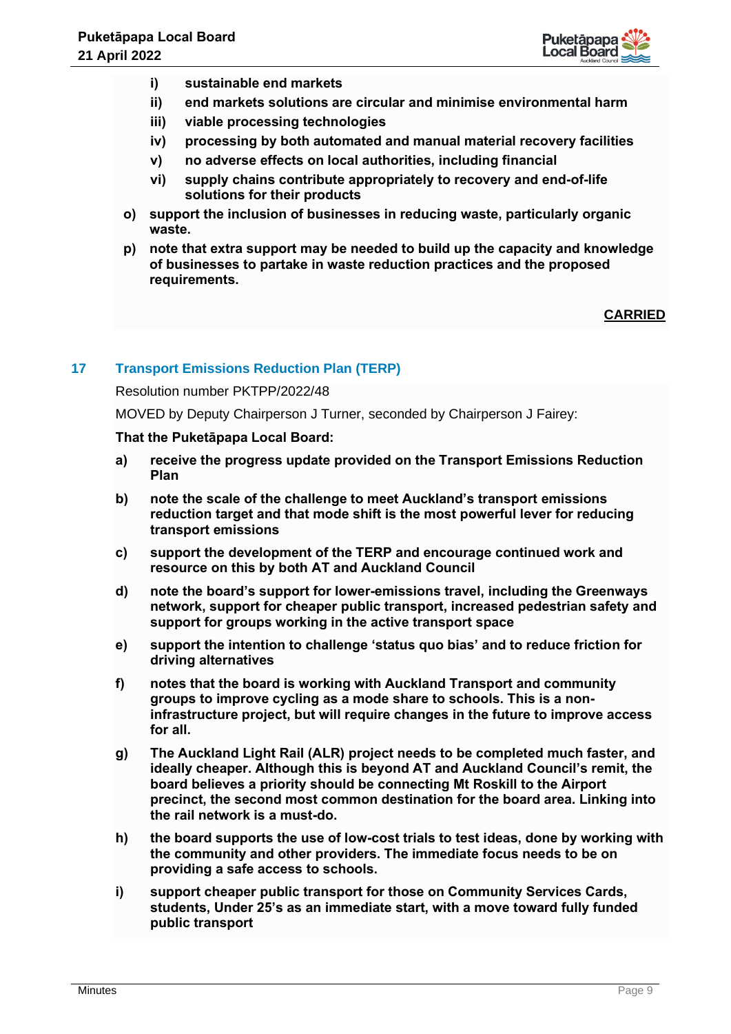- i) **sustainable end markets**
- ii) **end markets solutions are circular and minimise environmental harm**
- iii) **viable processing technologies**
- iv) **processing by both automated and manual material recovery facilities**
- v) **no adverse effects on local authorities, including financial**
- vi) **supply chains contribute appropriately to recovery and end-of-life solutions for their products**

o) **support the inclusion of businesses in reducing waste, particularly organic waste.**

p) **note that extra support may be needed to build up the capacity and knowledge of businesses to partake in waste reduction practices and the proposed requirements.**

**CARRIED**

## 17 Transport Emissions Reduction Plan (TERP)

Resolution number PKTPP/2022/48

MOVED by Deputy Chairperson J Turner, seconded by Chairperson J Fairey:

**That the Puketāpapa Local Board:**

a) **receive the progress update provided on the Transport Emissions Reduction Plan**

b) **note the scale of the challenge to meet Auckland's transport emissions reduction target and that mode shift is the most powerful lever for reducing transport emissions**

c) **support the development of the TERP and encourage continued work and resource on this by both AT and Auckland Council**

d) **note the board's support for lower-emissions travel, including the Greenways network, support for cheaper public transport, increased pedestrian safety and support for groups working in the active transport space**

e) **support the intention to challenge 'status quo bias' and to reduce friction for driving alternatives**

f) **notes that the board is working with Auckland Transport and community groups to improve cycling as a mode share to schools. This is a non-infrastructure project, but will require changes in the future to improve access for all.**

g) **The Auckland Light Rail (ALR) project needs to be completed much faster, and ideally cheaper. Although this is beyond AT and Auckland Council's remit, the board believes a priority should be connecting Mt Roskill to the Airport precinct, the second most common destination for the board area. Linking into the rail network is a must-do.**

h) **the board supports the use of low-cost trials to test ideas, done by working with the community and other providers. The immediate focus needs to be on providing a safe access to schools.**

i) **support cheaper public transport for those on Community Services Cards, students, Under 25's as an immediate start, with a move toward fully funded public transport**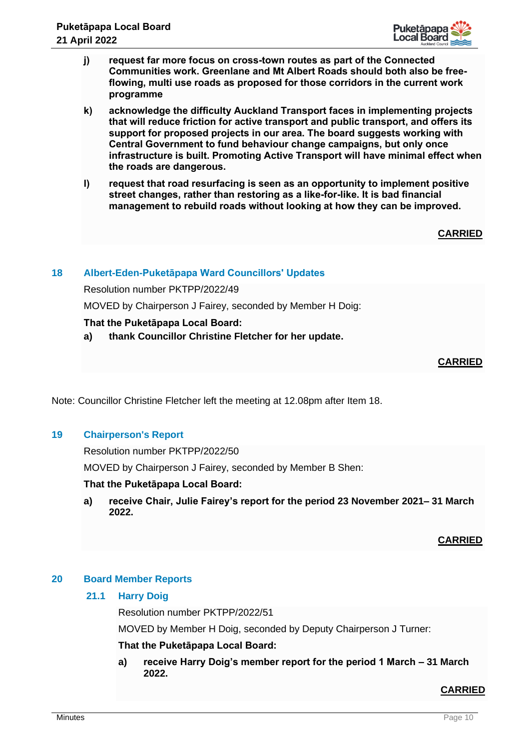j) **request far more focus on cross-town routes as part of the Connected Communities work. Greenlane and Mt Albert Roads should both also be free-flowing, multi use roads as proposed for those corridors in the current work programme**

k) **acknowledge the difficulty Auckland Transport faces in implementing projects that will reduce friction for active transport and public transport, and offers its support for proposed projects in our area. The board suggests working with Central Government to fund behaviour change campaigns, but only once infrastructure is built. Promoting Active Transport will have minimal effect when the roads are dangerous.**

l) **request that road resurfacing is seen as an opportunity to implement positive street changes, rather than restoring as a like-for-like. It is bad financial management to rebuild roads without looking at how they can be improved.**

**CARRIED**

## 18 Albert-Eden-Puketāpapa Ward Councillors' Updates

Resolution number PKTPP/2022/49

MOVED by Chairperson J Fairey, seconded by Member H Doig:

**That the Puketāpapa Local Board:**

a) **thank Councillor Christine Fletcher for her update.**

**CARRIED**

Note: Councillor Christine Fletcher left the meeting at 12.08pm after Item 18.

## 19 Chairperson's Report

Resolution number PKTPP/2022/50

MOVED by Chairperson J Fairey, seconded by Member B Shen:

**That the Puketāpapa Local Board:**

a) **receive Chair, Julie Fairey's report for the period 23 November 2021– 31 March 2022.**

**CARRIED**

## 20 Board Member Reports

### 21.1 Harry Doig

Resolution number PKTPP/2022/51

MOVED by Member H Doig, seconded by Deputy Chairperson J Turner:

**That the Puketāpapa Local Board:**

a) **receive Harry Doig's member report for the period 1 March – 31 March 2022.**

**CARRIED**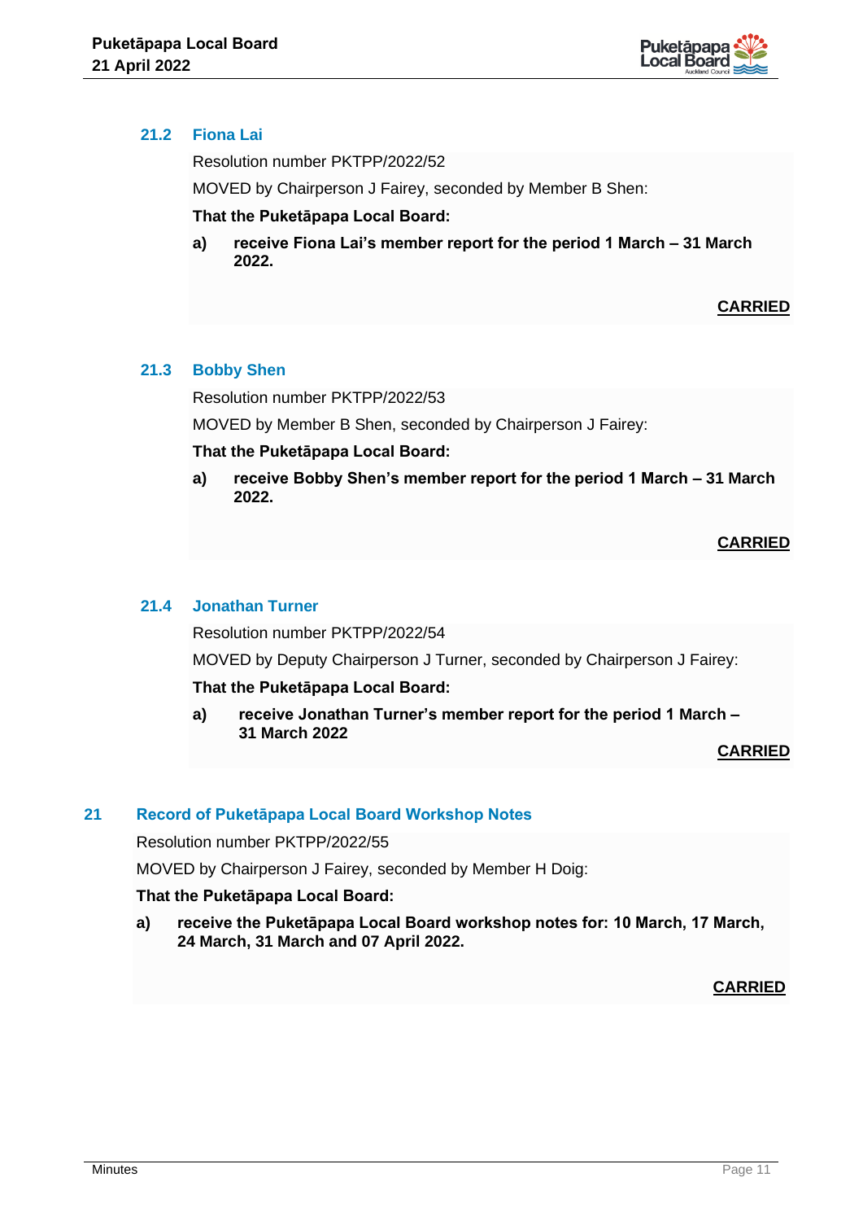### 21.2 Fiona Lai

Resolution number PKTPP/2022/52

MOVED by Chairperson J Fairey, seconded by Member B Shen:

**That the Puketāpapa Local Board:**

**a) receive Fiona Lai's member report for the period 1 March – 31 March 2022.**

**CARRIED**

### 21.3 Bobby Shen

Resolution number PKTPP/2022/53

MOVED by Member B Shen, seconded by Chairperson J Fairey:

**That the Puketāpapa Local Board:**

**a) receive Bobby Shen's member report for the period 1 March – 31 March 2022.**

**CARRIED**

### 21.4 Jonathan Turner

Resolution number PKTPP/2022/54

MOVED by Deputy Chairperson J Turner, seconded by Chairperson J Fairey:

**That the Puketāpapa Local Board:**

**a) receive Jonathan Turner's member report for the period 1 March – 31 March 2022**

**CARRIED**

## 21 Record of Puketāpapa Local Board Workshop Notes

Resolution number PKTPP/2022/55

MOVED by Chairperson J Fairey, seconded by Member H Doig:

**That the Puketāpapa Local Board:**

**a) receive the Puketāpapa Local Board workshop notes for: 10 March, 17 March, 24 March, 31 March and 07 April 2022.**

**CARRIED**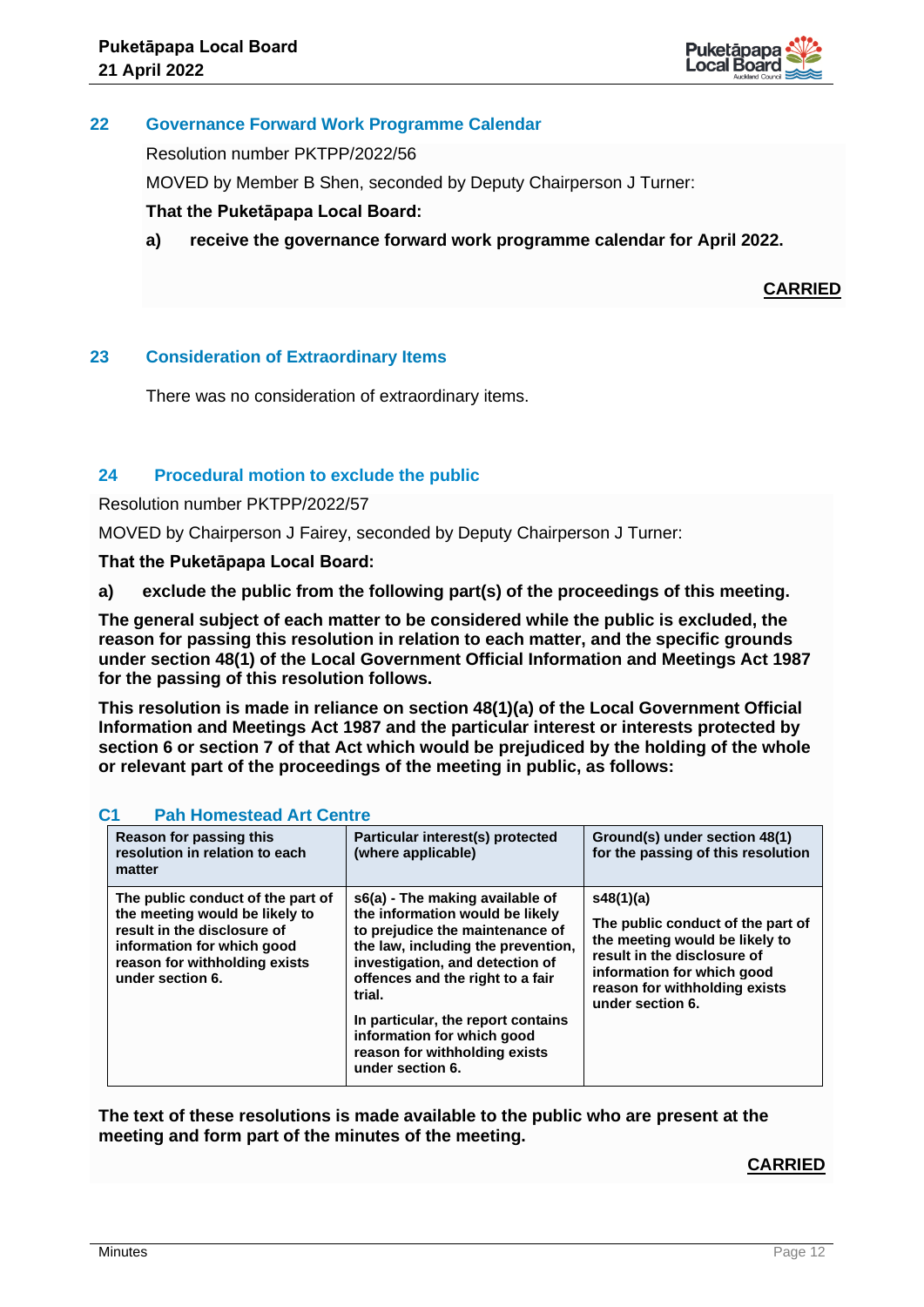## 22 Governance Forward Work Programme Calendar

Resolution number PKTPP/2022/56

MOVED by Member B Shen, seconded by Deputy Chairperson J Turner:

**That the Puketāpapa Local Board:**

**a) receive the governance forward work programme calendar for April 2022.**

**CARRIED**

## 23 Consideration of Extraordinary Items

There was no consideration of extraordinary items.

## 24 Procedural motion to exclude the public

Resolution number PKTPP/2022/57

MOVED by Chairperson J Fairey, seconded by Deputy Chairperson J Turner:

**That the Puketāpapa Local Board:**

**a) exclude the public from the following part(s) of the proceedings of this meeting.**

**The general subject of each matter to be considered while the public is excluded, the reason for passing this resolution in relation to each matter, and the specific grounds under section 48(1) of the Local Government Official Information and Meetings Act 1987 for the passing of this resolution follows.**

**This resolution is made in reliance on section 48(1)(a) of the Local Government Official Information and Meetings Act 1987 and the particular interest or interests protected by section 6 or section 7 of that Act which would be prejudiced by the holding of the whole or relevant part of the proceedings of the meeting in public, as follows:**

### C1 Pah Homestead Art Centre

| Reason for passing this resolution in relation to each matter | Particular interest(s) protected (where applicable) | Ground(s) under section 48(1) for the passing of this resolution |
|---|---|---|
| The public conduct of the part of the meeting would be likely to result in the disclosure of information for which good reason for withholding exists under section 6. | s6(a) - The making available of the information would be likely to prejudice the maintenance of the law, including the prevention, investigation, and detection of offences and the right to a fair trial.<br><br>In particular, the report contains information for which good reason for withholding exists under section 6. | s48(1)(a)<br><br>The public conduct of the part of the meeting would be likely to result in the disclosure of information for which good reason for withholding exists under section 6. |

**The text of these resolutions is made available to the public who are present at the meeting and form part of the minutes of the meeting.**

**CARRIED**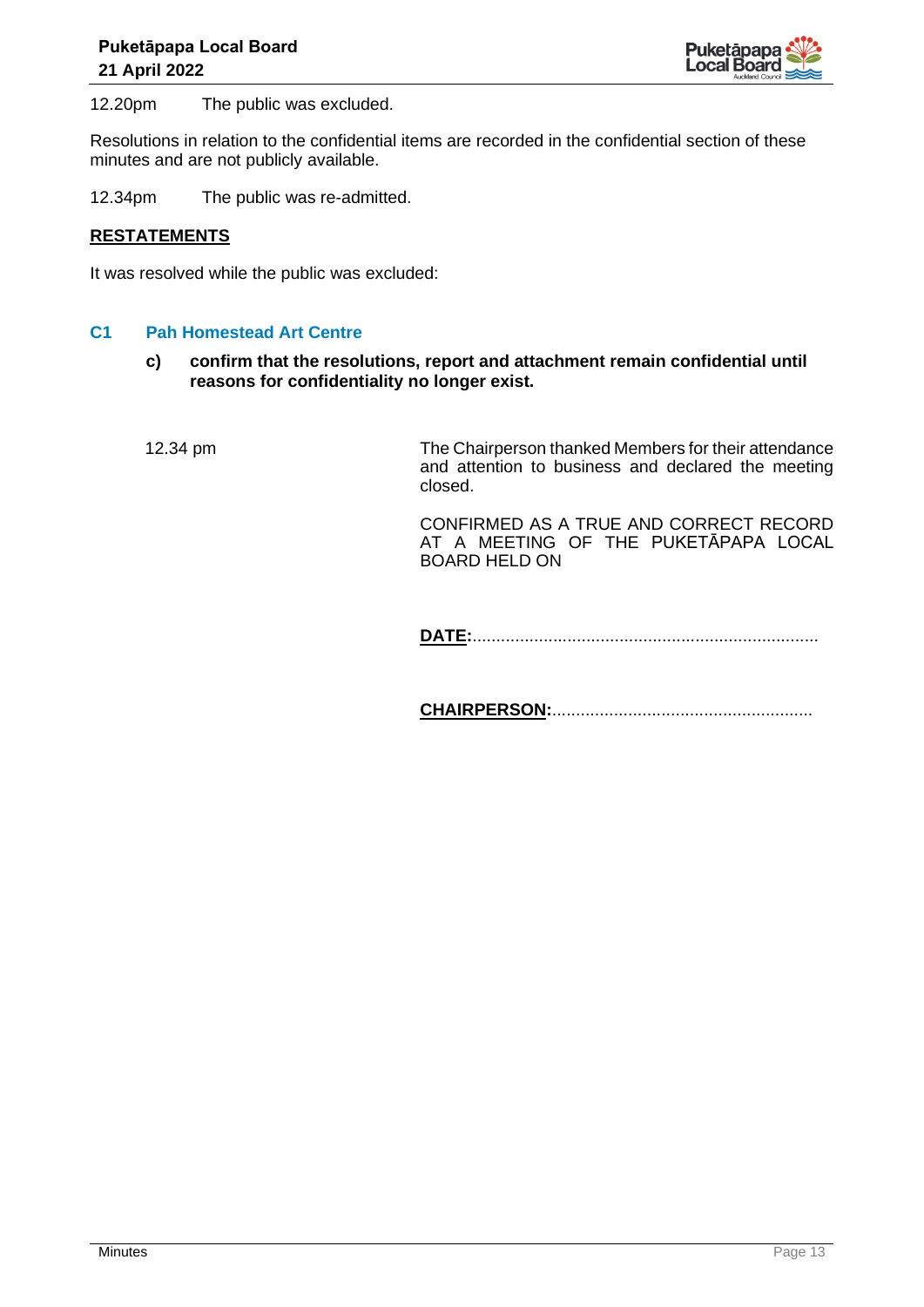12.20pm The public was excluded.

Resolutions in relation to the confidential items are recorded in the confidential section of these minutes and are not publicly available.

12.34pm The public was re-admitted.

**RESTATEMENTS**

It was resolved while the public was excluded:

### C1 Pah Homestead Art Centre

**c) confirm that the resolutions, report and attachment remain confidential until reasons for confidentiality no longer exist.**

12.34 pm The Chairperson thanked Members for their attendance and attention to business and declared the meeting closed.

CONFIRMED AS A TRUE AND CORRECT RECORD AT A MEETING OF THE PUKETĀPAPA LOCAL BOARD HELD ON

**DATE:**.........................................................................

**CHAIRPERSON:**.......................................................